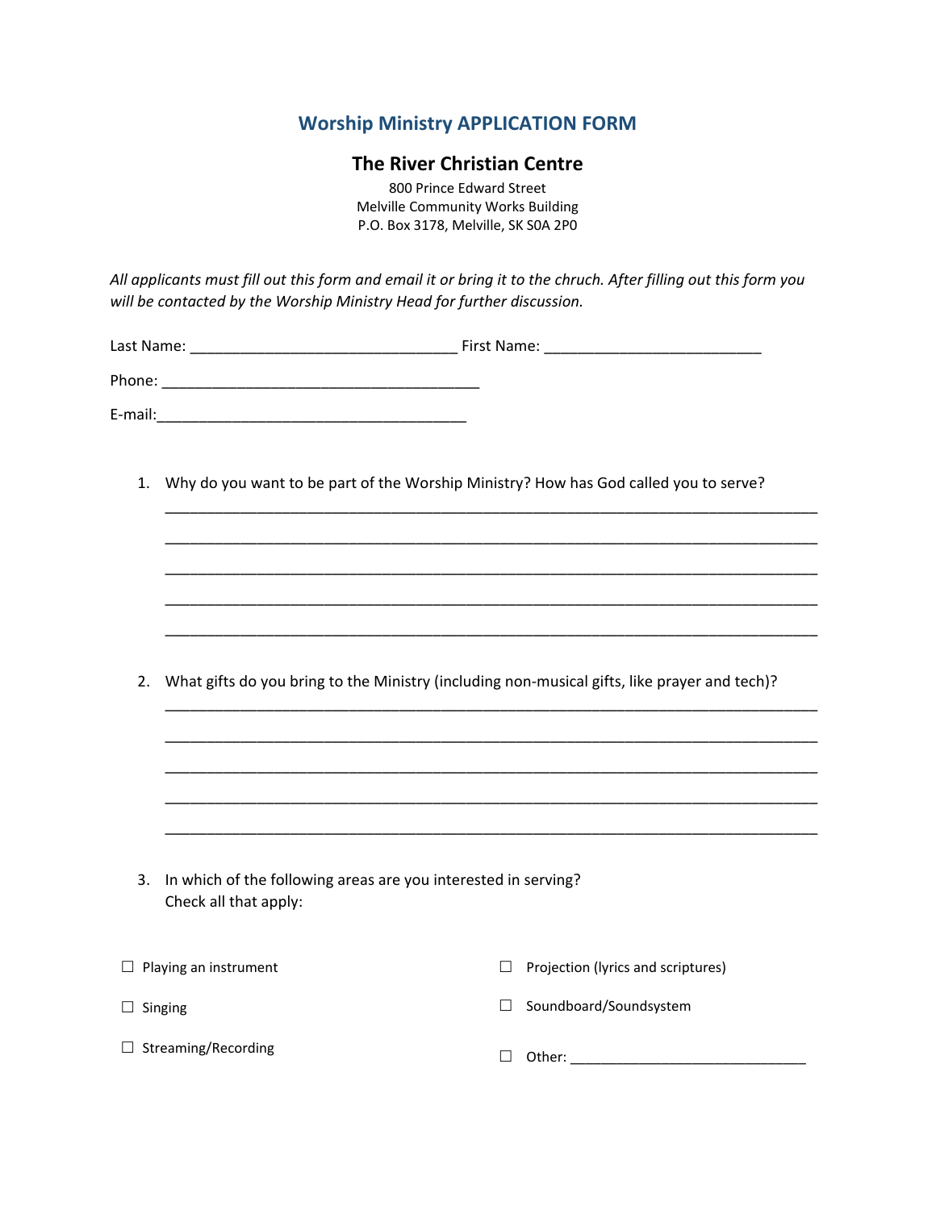## Worship Ministry APPLICATION FORM

### The River Christian Centre

800 Prince Edward Street
Melville Community Works Building
P.O. Box 3178, Melville, SK S0A 2P0

*All applicants must fill out this form and email it or bring it to the chruch. After filling out this form you will be contacted by the Worship Ministry Head for further discussion.*

Last Name: _______________________________ First Name: _________________________

Phone: _____________________________________

E-mail:____________________________________

1. Why do you want to be part of the Worship Ministry? How has God called you to serve?

   ___________________________________________________________________________

   ___________________________________________________________________________

   ___________________________________________________________________________

   ___________________________________________________________________________

   ___________________________________________________________________________

2. What gifts do you bring to the Ministry (including non-musical gifts, like prayer and tech)?

   ___________________________________________________________________________

   ___________________________________________________________________________

   ___________________________________________________________________________

   ___________________________________________________________________________

   ___________________________________________________________________________

3. In which of the following areas are you interested in serving?
   Check all that apply:

☐ Playing an instrument

☐ Singing

☐ Streaming/Recording

☐ Projection (lyrics and scriptures)

☐ Soundboard/Soundsystem

☐ Other: ____________________________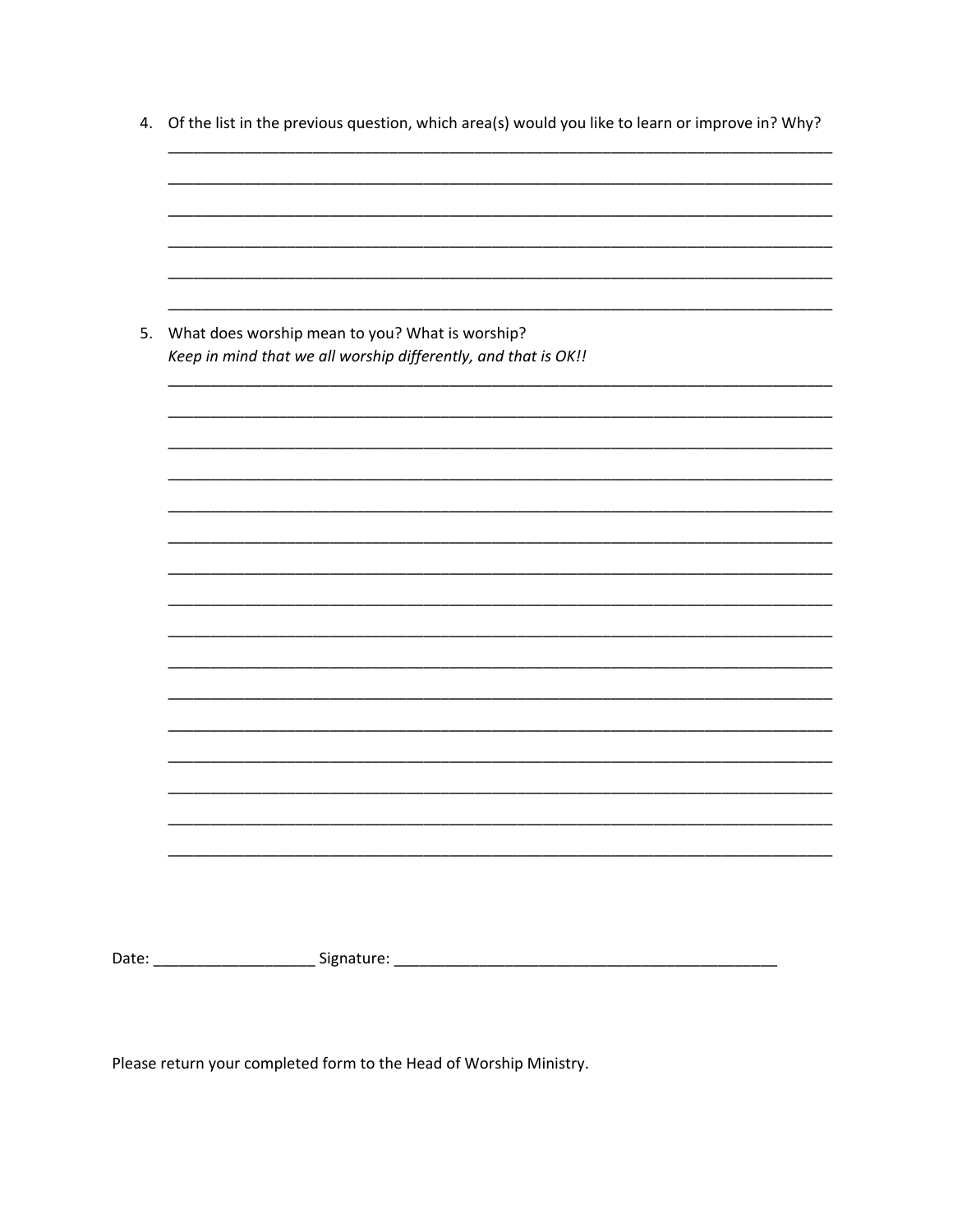4. Of the list in the previous question, which area(s) would you like to learn or improve in? Why?

______________________________________________________________________________

______________________________________________________________________________

______________________________________________________________________________

______________________________________________________________________________

______________________________________________________________________________

______________________________________________________________________________

5. What does worship mean to you? What is worship?
   *Keep in mind that we all worship differently, and that is OK!!*

______________________________________________________________________________

______________________________________________________________________________

______________________________________________________________________________

______________________________________________________________________________

______________________________________________________________________________

______________________________________________________________________________

______________________________________________________________________________

______________________________________________________________________________

______________________________________________________________________________

______________________________________________________________________________

______________________________________________________________________________

______________________________________________________________________________

______________________________________________________________________________

______________________________________________________________________________

______________________________________________________________________________

______________________________________________________________________________

Date: ___________________ Signature: _____________________________________________

Please return your completed form to the Head of Worship Ministry.